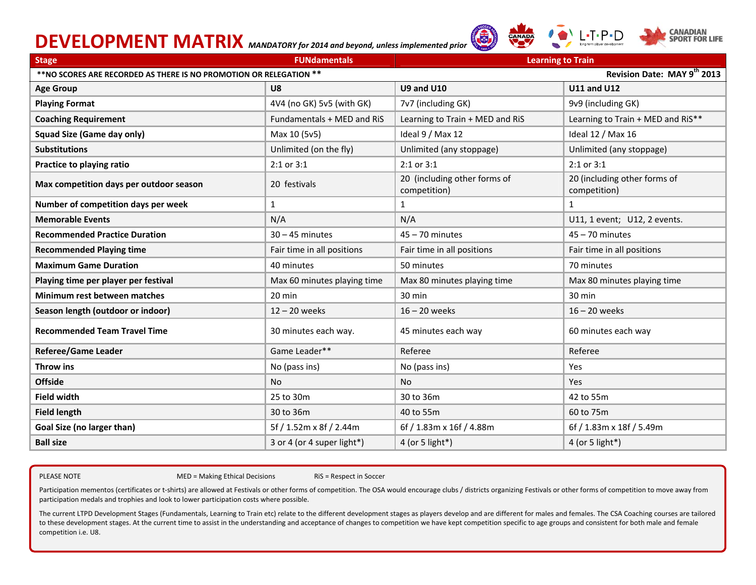# DEVELOPMENT MATRIX *MANDATORY for 2014 and beyond, unless implemented prior*

| Stage | FUNdamentals | Learning to Train | |
|---|---|---|---|
| **NO SCORES ARE RECORDED AS THERE IS NO PROMOTION OR RELEGATION ** | | | Revision Date: MAY 9th 2013 |
| **Age Group** | **U8** | **U9 and U10** | **U11 and U12** |
| **Playing Format** | 4V4 (no GK) 5v5 (with GK) | 7v7 (including GK) | 9v9 (including GK) |
| **Coaching Requirement** | Fundamentals + MED and RiS | Learning to Train + MED and RiS | Learning to Train + MED and RiS** |
| **Squad Size (Game day only)** | Max 10 (5v5) | Ideal 9 / Max 12 | Ideal 12 / Max 16 |
| **Substitutions** | Unlimited (on the fly) | Unlimited (any stoppage) | Unlimited (any stoppage) |
| **Practice to playing ratio** | 2:1 or 3:1 | 2:1 or 3:1 | 2:1 or 3:1 |
| **Max competition days per outdoor season** | 20 festivals | 20 (including other forms of competition) | 20 (including other forms of competition) |
| **Number of competition days per week** | 1 | 1 | 1 |
| **Memorable Events** | N/A | N/A | U11, 1 event; U12, 2 events. |
| **Recommended Practice Duration** | 30 – 45 minutes | 45 – 70 minutes | 45 – 70 minutes |
| **Recommended Playing time** | Fair time in all positions | Fair time in all positions | Fair time in all positions |
| **Maximum Game Duration** | 40 minutes | 50 minutes | 70 minutes |
| **Playing time per player per festival** | Max 60 minutes playing time | Max 80 minutes playing time | Max 80 minutes playing time |
| **Minimum rest between matches** | 20 min | 30 min | 30 min |
| **Season length (outdoor or indoor)** | 12 – 20 weeks | 16 – 20 weeks | 16 – 20 weeks |
| **Recommended Team Travel Time** | 30 minutes each way. | 45 minutes each way | 60 minutes each way |
| **Referee/Game Leader** | Game Leader** | Referee | Referee |
| **Throw ins** | No (pass ins) | No (pass ins) | Yes |
| **Offside** | No | No | Yes |
| **Field width** | 25 to 30m | 30 to 36m | 42 to 55m |
| **Field length** | 30 to 36m | 40 to 55m | 60 to 75m |
| **Goal Size (no larger than)** | 5f / 1.52m x 8f / 2.44m | 6f / 1.83m x 16f / 4.88m | 6f / 1.83m x 18f / 5.49m |
| **Ball size** | 3 or 4 (or 4 super light*) | 4 (or 5 light*) | 4 (or 5 light*) |

PLEASE NOTE MED = Making Ethical Decisions RiS = Respect in Soccer

Participation mementos (certificates or t-shirts) are allowed at Festivals or other forms of competition. The OSA would encourage clubs / districts organizing Festivals or other forms of competition to move away from participation medals and trophies and look to lower participation costs where possible.

The current LTPD Development Stages (Fundamentals, Learning to Train etc) relate to the different development stages as players develop and are different for males and females. The CSA Coaching courses are tailored to these development stages. At the current time to assist in the understanding and acceptance of changes to competition we have kept competition specific to age groups and consistent for both male and female competition i.e. U8.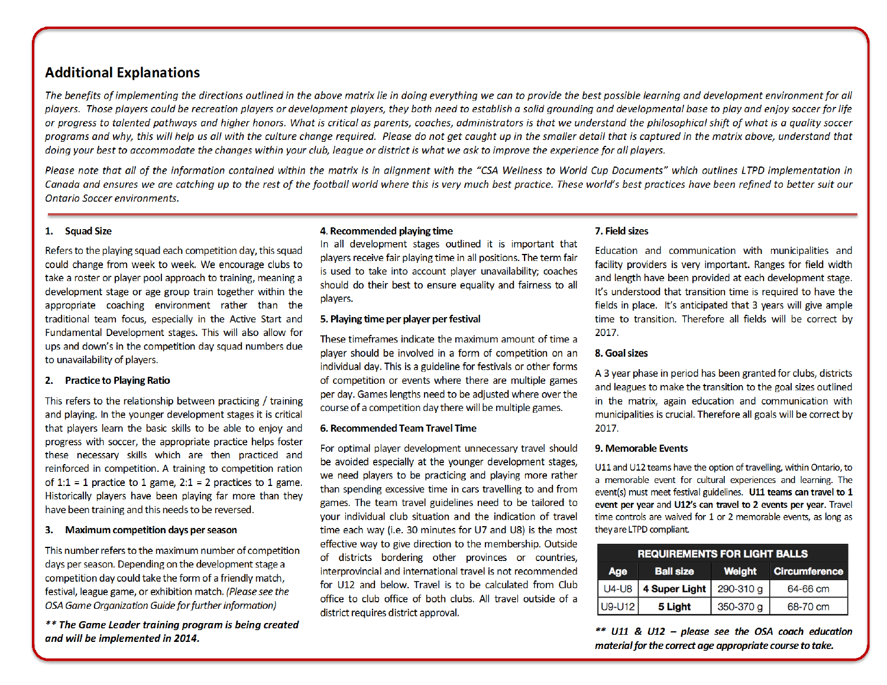## Additional Explanations

*The benefits of implementing the directions outlined in the above matrix lie in doing everything we can to provide the best possible learning and development environment for all players. Those players could be recreation players or development players, they both need to establish a solid grounding and developmental base to play and enjoy soccer for life or progress to talented pathways and higher honors. What is critical as parents, coaches, administrators is that we understand the philosophical shift of what is a quality soccer programs and why, this will help us all with the culture change required. Please do not get caught up in the smaller detail that is captured in the matrix above, understand that doing your best to accommodate the changes within your club, league or district is what we ask to improve the experience for all players.*

*Please note that all of the information contained within the matrix is in alignment with the "CSA Wellness to World Cup Documents" which outlines LTPD implementation in Canada and ensures we are catching up to the rest of the football world where this is very much best practice. These world's best practices have been refined to better suit our Ontario Soccer environments.*

**1. Squad Size**

Refers to the playing squad each competition day, this squad could change from week to week. We encourage clubs to take a roster or player pool approach to training, meaning a development stage or age group train together within the appropriate coaching environment rather than the traditional team focus, especially in the Active Start and Fundamental Development stages. This will also allow for ups and down's in the competition day squad numbers due to unavailability of players.

**2. Practice to Playing Ratio**

This refers to the relationship between practicing / training and playing. In the younger development stages it is critical that players learn the basic skills to be able to enjoy and progress with soccer, the appropriate practice helps foster these necessary skills which are then practiced and reinforced in competition. A training to competition ration of 1:1 = 1 practice to 1 game, 2:1 = 2 practices to 1 game. Historically players have been playing far more than they have been training and this needs to be reversed.

**3. Maximum competition days per season**

This number refers to the maximum number of competition days per season. Depending on the development stage a competition day could take the form of a friendly match, festival, league game, or exhibition match. *(Please see the OSA Game Organization Guide for further information)*

***\*\* The Game Leader training program is being created and will be implemented in 2014.***

**4. Recommended playing time**

In all development stages outlined it is important that players receive fair playing time in all positions. The term fair is used to take into account player unavailability; coaches should do their best to ensure equality and fairness to all players.

**5. Playing time per player per festival**

These timeframes indicate the maximum amount of time a player should be involved in a form of competition on an individual day. This is a guideline for festivals or other forms of competition or events where there are multiple games per day. Games lengths need to be adjusted where over the course of a competition day there will be multiple games.

**6. Recommended Team Travel Time**

For optimal player development unnecessary travel should be avoided especially at the younger development stages, we need players to be practicing and playing more rather than spending excessive time in cars travelling to and from games. The team travel guidelines need to be tailored to your individual club situation and the indication of travel time each way (i.e. 30 minutes for U7 and U8) is the most effective way to give direction to the membership. Outside of districts bordering other provinces or countries, interprovincial and international travel is not recommended for U12 and below. Travel is to be calculated from Club office to club office of both clubs. All travel outside of a district requires district approval.

**7. Field sizes**

Education and communication with municipalities and facility providers is very important. Ranges for field width and length have been provided at each development stage. It's understood that transition time is required to have the fields in place. It's anticipated that 3 years will give ample time to transition. Therefore all fields will be correct by 2017.

**8. Goal sizes**

A 3 year phase in period has been granted for clubs, districts and leagues to make the transition to the goal sizes outlined in the matrix, again education and communication with municipalities is crucial. Therefore all goals will be correct by 2017.

**9. Memorable Events**

U11 and U12 teams have the option of travelling, within Ontario, to a memorable event for cultural experiences and learning. The event(s) must meet festival guidelines. **U11 teams can travel to 1 event per year** and **U12's can travel to 2 events per year.** Travel time controls are waived for 1 or 2 memorable events, as long as they are LTPD compliant.

**REQUIREMENTS FOR LIGHT BALLS**

| Age | Ball size | Weight | Circumference |
|---|---|---|---|
| U4-U8 | 4 Super Light | 290-310 g | 64-66 cm |
| U9-U12 | 5 Light | 350-370 g | 68-70 cm |

***\*\* U11 & U12 – please see the OSA coach education material for the correct age appropriate course to take.***